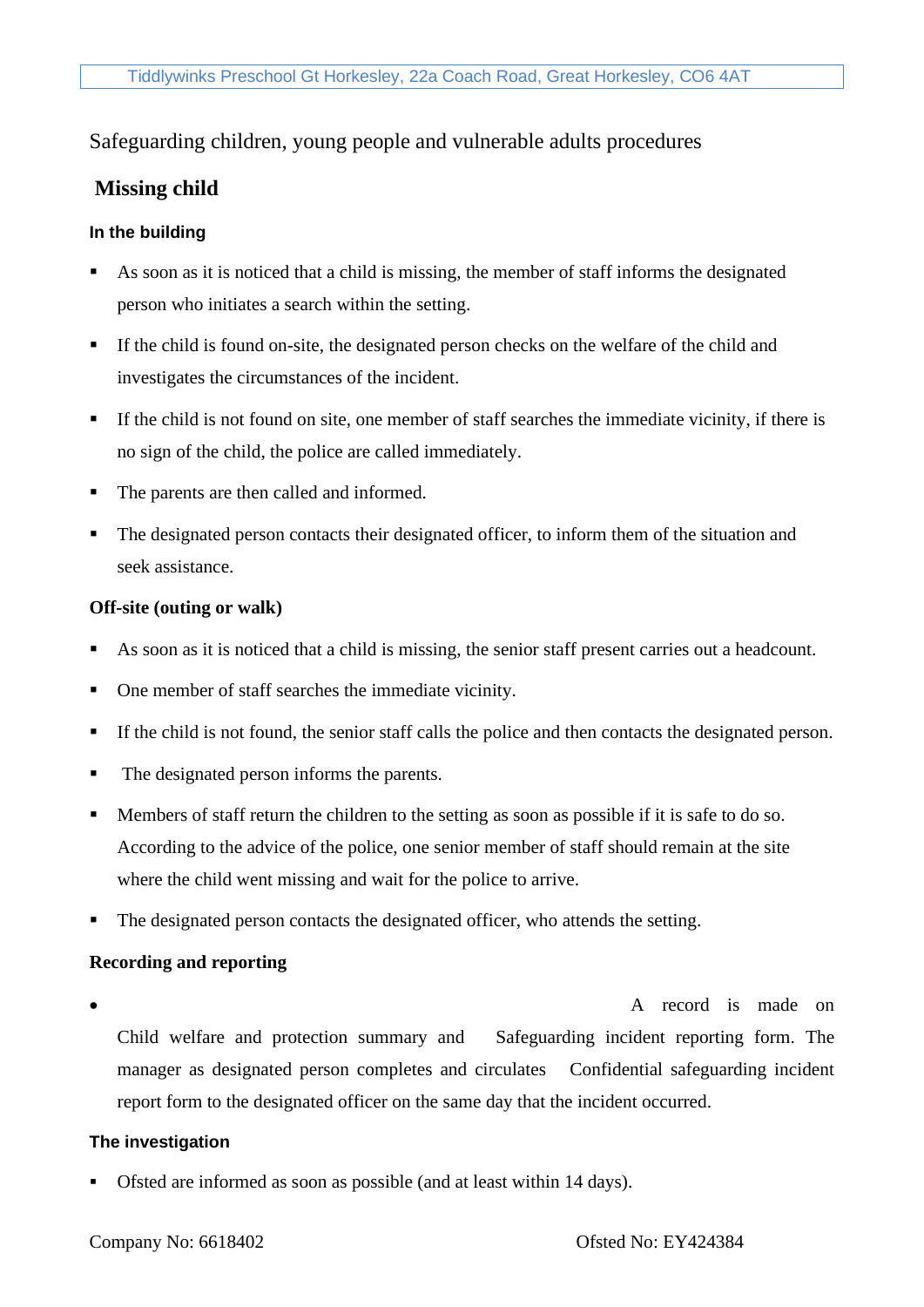Safeguarding children, young people and vulnerable adults procedures

## Missing child

### In the building

- As soon as it is noticed that a child is missing, the member of staff informs the designated person who initiates a search within the setting.
- If the child is found on-site, the designated person checks on the welfare of the child and investigates the circumstances of the incident.
- If the child is not found on site, one member of staff searches the immediate vicinity, if there is no sign of the child, the police are called immediately.
- The parents are then called and informed.
- The designated person contacts their designated officer, to inform them of the situation and seek assistance.

### Off-site (outing or walk)

- As soon as it is noticed that a child is missing, the senior staff present carries out a headcount.
- One member of staff searches the immediate vicinity.
- If the child is not found, the senior staff calls the police and then contacts the designated person.
- The designated person informs the parents.
- Members of staff return the children to the setting as soon as possible if it is safe to do so. According to the advice of the police, one senior member of staff should remain at the site where the child went missing and wait for the police to arrive.
- The designated person contacts the designated officer, who attends the setting.

### Recording and reporting

- A record is made on Child welfare and protection summary and Safeguarding incident reporting form. The manager as designated person completes and circulates Confidential safeguarding incident report form to the designated officer on the same day that the incident occurred.

### The investigation

- Ofsted are informed as soon as possible (and at least within 14 days).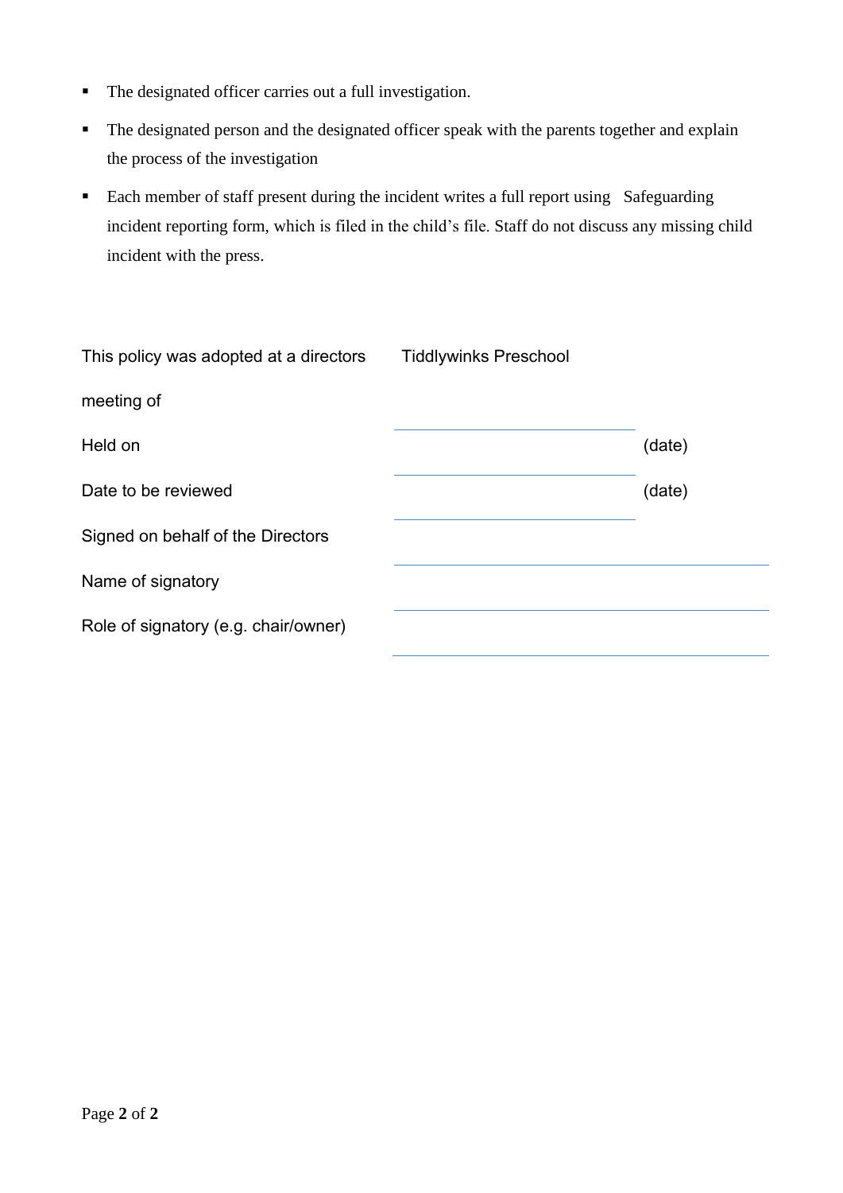- The designated officer carries out a full investigation.
- The designated person and the designated officer speak with the parents together and explain the process of the investigation
- Each member of staff present during the incident writes a full report using Safeguarding incident reporting form, which is filed in the child's file. Staff do not discuss any missing child incident with the press.

| | | |
|---|---|---|
| This policy was adopted at a directors meeting of | Tiddlywinks Preschool | |
| Held on | | (date) |
| Date to be reviewed | | (date) |
| Signed on behalf of the Directors | | |
| Name of signatory | | |
| Role of signatory (e.g. chair/owner) | | |